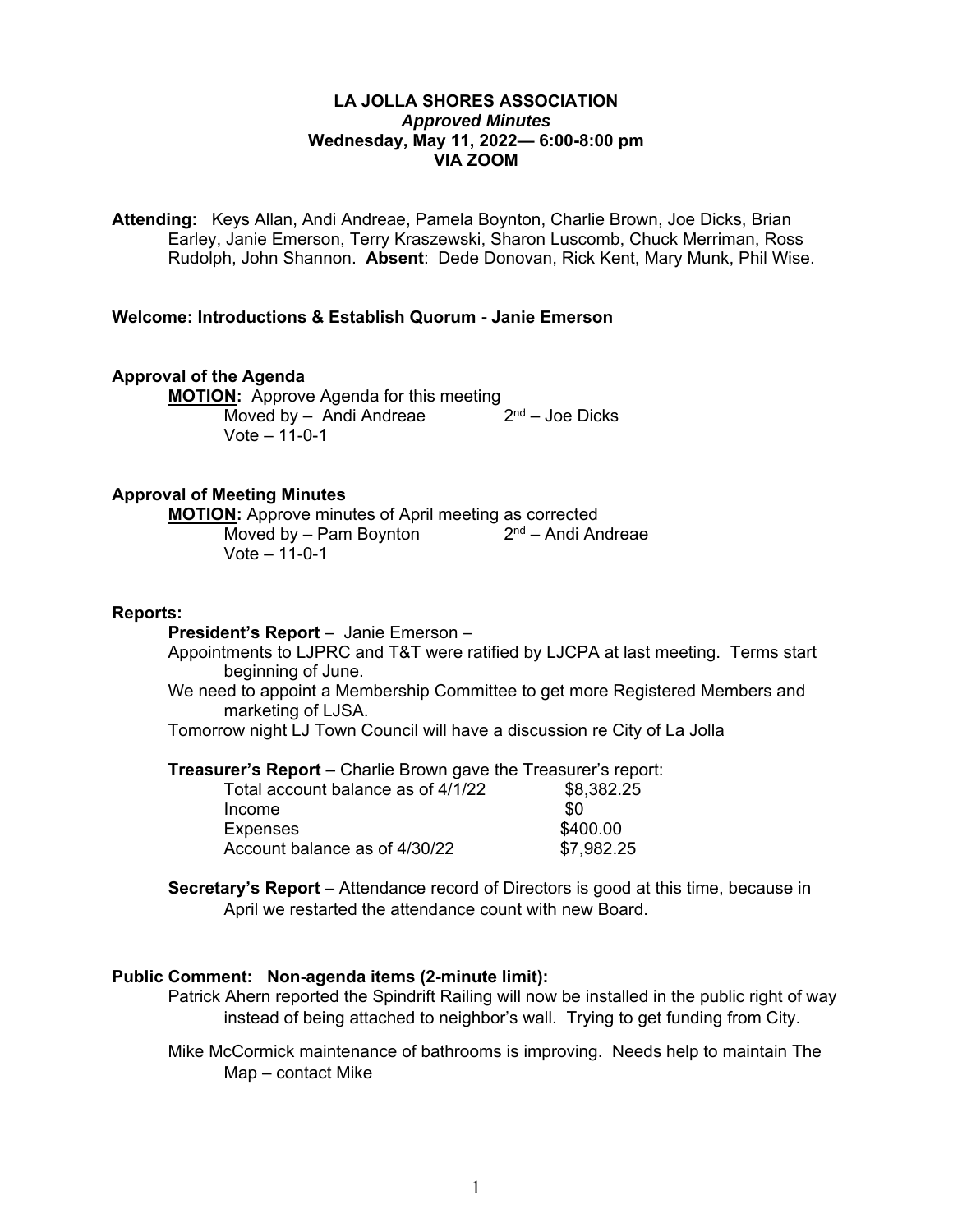# LA JOLLA SHORES ASSOCIATION

***Approved Minutes***

**Wednesday, May 11, 2022— 6:00-8:00 pm**

**VIA ZOOM**

**Attending:** Keys Allan, Andi Andreae, Pamela Boynton, Charlie Brown, Joe Dicks, Brian Earley, Janie Emerson, Terry Kraszewski, Sharon Luscomb, Chuck Merriman, Ross Rudolph, John Shannon. **Absent**: Dede Donovan, Rick Kent, Mary Munk, Phil Wise.

### Welcome: Introductions & Establish Quorum - Janie Emerson

### Approval of the Agenda

**MOTION:** Approve Agenda for this meeting
Moved by – Andi Andreae    2nd – Joe Dicks
Vote – 11-0-1

### Approval of Meeting Minutes

**MOTION:** Approve minutes of April meeting as corrected
Moved by – Pam Boynton    2nd – Andi Andreae
Vote – 11-0-1

### Reports:

**President's Report** – Janie Emerson –

Appointments to LJPRC and T&T were ratified by LJCPA at last meeting. Terms start beginning of June.

We need to appoint a Membership Committee to get more Registered Members and marketing of LJSA.

Tomorrow night LJ Town Council will have a discussion re City of La Jolla

**Treasurer's Report** – Charlie Brown gave the Treasurer's report:

| | |
|---|---|
| Total account balance as of 4/1/22 | $8,382.25 |
| Income | $0 |
| Expenses | $400.00 |
| Account balance as of 4/30/22 | $7,982.25 |

**Secretary's Report** – Attendance record of Directors is good at this time, because in April we restarted the attendance count with new Board.

### Public Comment: Non-agenda items (2-minute limit):

Patrick Ahern reported the Spindrift Railing will now be installed in the public right of way instead of being attached to neighbor's wall. Trying to get funding from City.

Mike McCormick maintenance of bathrooms is improving. Needs help to maintain The Map – contact Mike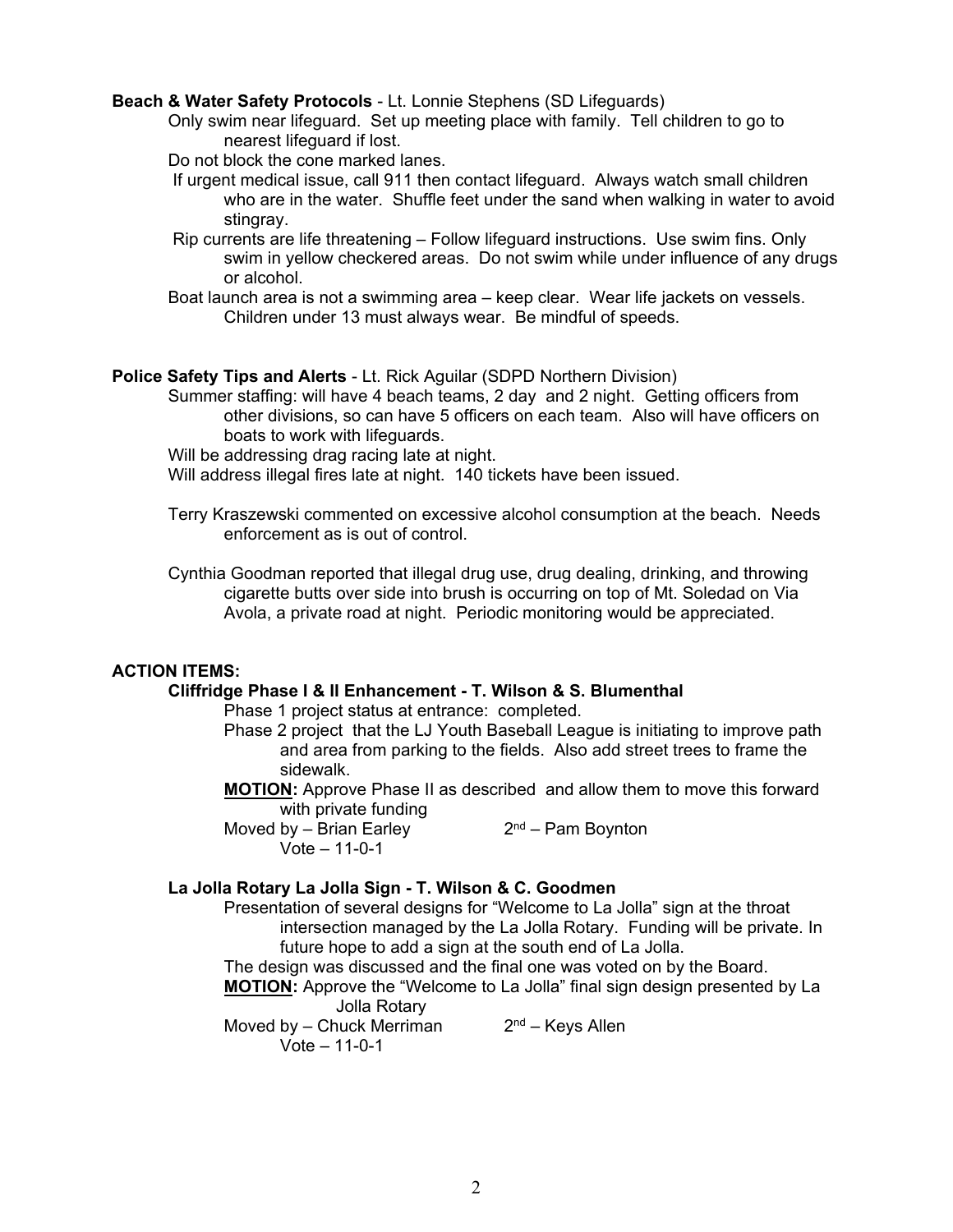**Beach & Water Safety Protocols** - Lt. Lonnie Stephens (SD Lifeguards)

Only swim near lifeguard. Set up meeting place with family. Tell children to go to nearest lifeguard if lost.

Do not block the cone marked lanes.

If urgent medical issue, call 911 then contact lifeguard. Always watch small children who are in the water. Shuffle feet under the sand when walking in water to avoid stingray.

Rip currents are life threatening – Follow lifeguard instructions. Use swim fins. Only swim in yellow checkered areas. Do not swim while under influence of any drugs or alcohol.

Boat launch area is not a swimming area – keep clear. Wear life jackets on vessels. Children under 13 must always wear. Be mindful of speeds.

**Police Safety Tips and Alerts** - Lt. Rick Aguilar (SDPD Northern Division)

Summer staffing: will have 4 beach teams, 2 day and 2 night. Getting officers from other divisions, so can have 5 officers on each team. Also will have officers on boats to work with lifeguards.

Will be addressing drag racing late at night.

Will address illegal fires late at night. 140 tickets have been issued.

Terry Kraszewski commented on excessive alcohol consumption at the beach. Needs enforcement as is out of control.

Cynthia Goodman reported that illegal drug use, drug dealing, drinking, and throwing cigarette butts over side into brush is occurring on top of Mt. Soledad on Via Avola, a private road at night. Periodic monitoring would be appreciated.

**ACTION ITEMS:**

**Cliffridge Phase I & II Enhancement - T. Wilson & S. Blumenthal**

Phase 1 project status at entrance: completed.

Phase 2 project that the LJ Youth Baseball League is initiating to improve path and area from parking to the fields. Also add street trees to frame the sidewalk.

**MOTION:** Approve Phase II as described and allow them to move this forward with private funding

Moved by – Brian Earley    2nd – Pam Boynton

Vote – 11-0-1

**La Jolla Rotary La Jolla Sign - T. Wilson & C. Goodmen**

Presentation of several designs for "Welcome to La Jolla" sign at the throat intersection managed by the La Jolla Rotary. Funding will be private. In future hope to add a sign at the south end of La Jolla.

The design was discussed and the final one was voted on by the Board.

**MOTION:** Approve the "Welcome to La Jolla" final sign design presented by La Jolla Rotary

Moved by – Chuck Merriman    2nd – Keys Allen

Vote – 11-0-1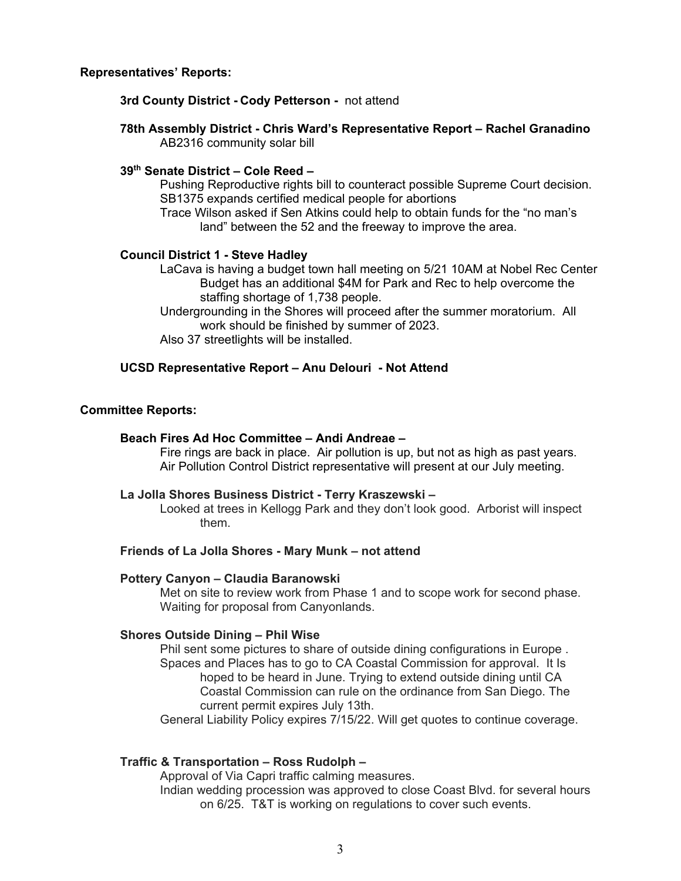**Representatives' Reports:**

**3rd County District - Cody Petterson -** not attend

**78th Assembly District - Chris Ward's Representative Report – Rachel Granadino**

AB2316 community solar bill

**39th Senate District – Cole Reed –**

Pushing Reproductive rights bill to counteract possible Supreme Court decision.
SB1375 expands certified medical people for abortions
Trace Wilson asked if Sen Atkins could help to obtain funds for the "no man's land" between the 52 and the freeway to improve the area.

**Council District 1 - Steve Hadley**

LaCava is having a budget town hall meeting on 5/21 10AM at Nobel Rec Center
Budget has an additional $4M for Park and Rec to help overcome the staffing shortage of 1,738 people.
Undergrounding in the Shores will proceed after the summer moratorium. All work should be finished by summer of 2023.
Also 37 streetlights will be installed.

**UCSD Representative Report – Anu Delouri - Not Attend**

**Committee Reports:**

**Beach Fires Ad Hoc Committee – Andi Andreae –**

Fire rings are back in place. Air pollution is up, but not as high as past years.
Air Pollution Control District representative will present at our July meeting.

**La Jolla Shores Business District - Terry Kraszewski –**

Looked at trees in Kellogg Park and they don't look good. Arborist will inspect them.

**Friends of La Jolla Shores - Mary Munk – not attend**

**Pottery Canyon – Claudia Baranowski**

Met on site to review work from Phase 1 and to scope work for second phase.
Waiting for proposal from Canyonlands.

**Shores Outside Dining – Phil Wise**

Phil sent some pictures to share of outside dining configurations in Europe .
Spaces and Places has to go to CA Coastal Commission for approval. It Is hoped to be heard in June. Trying to extend outside dining until CA Coastal Commission can rule on the ordinance from San Diego. The current permit expires July 13th.
General Liability Policy expires 7/15/22. Will get quotes to continue coverage.

**Traffic & Transportation – Ross Rudolph –**

Approval of Via Capri traffic calming measures.
Indian wedding procession was approved to close Coast Blvd. for several hours on 6/25. T&T is working on regulations to cover such events.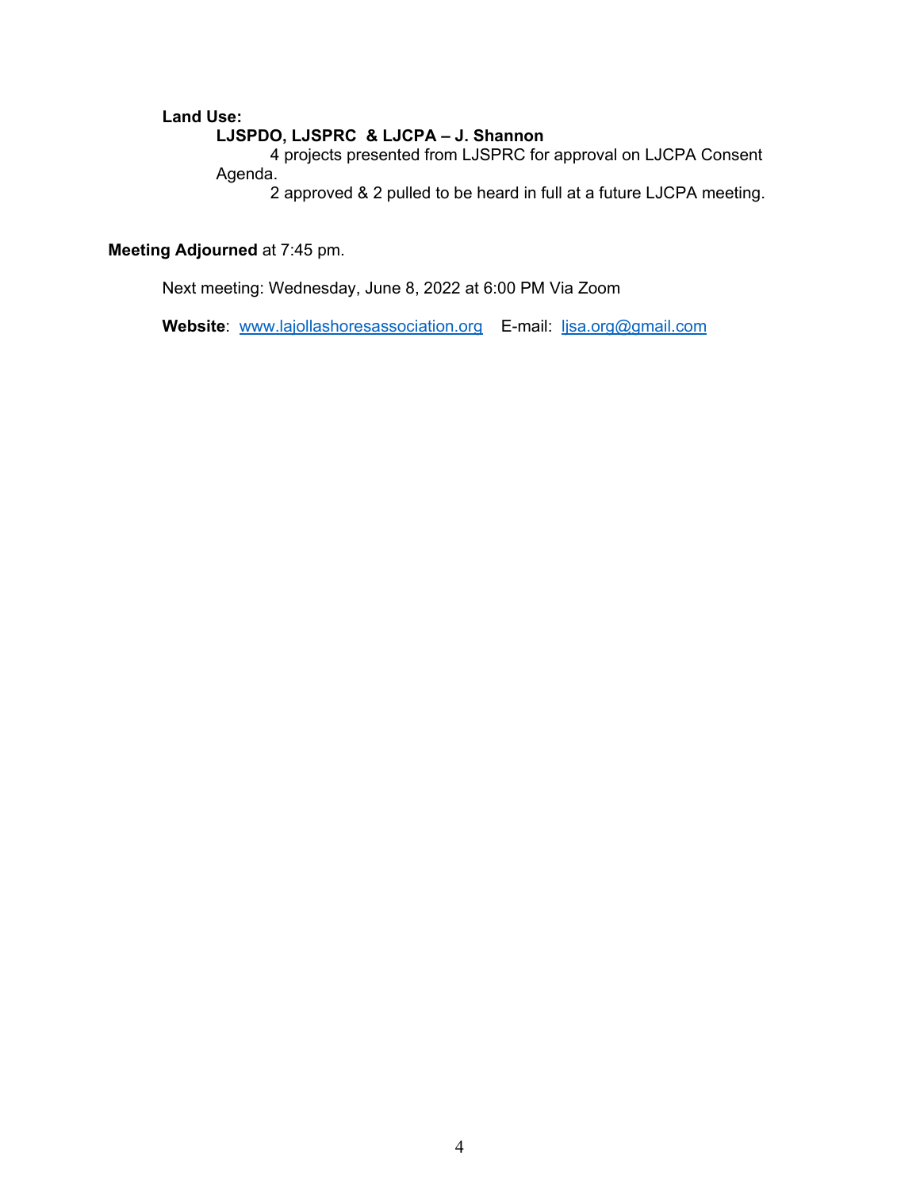**Land Use:**

**LJSPDO, LJSPRC & LJCPA – J. Shannon**

4 projects presented from LJSPRC for approval on LJCPA Consent Agenda.

2 approved & 2 pulled to be heard in full at a future LJCPA meeting.

**Meeting Adjourned** at 7:45 pm.

Next meeting: Wednesday, June 8, 2022 at 6:00 PM Via Zoom

**Website**: [www.lajollashoresassociation.org](http://www.lajollashoresassociation.org) E-mail: [ljsa.org@gmail.com](mailto:ljsa.org@gmail.com)